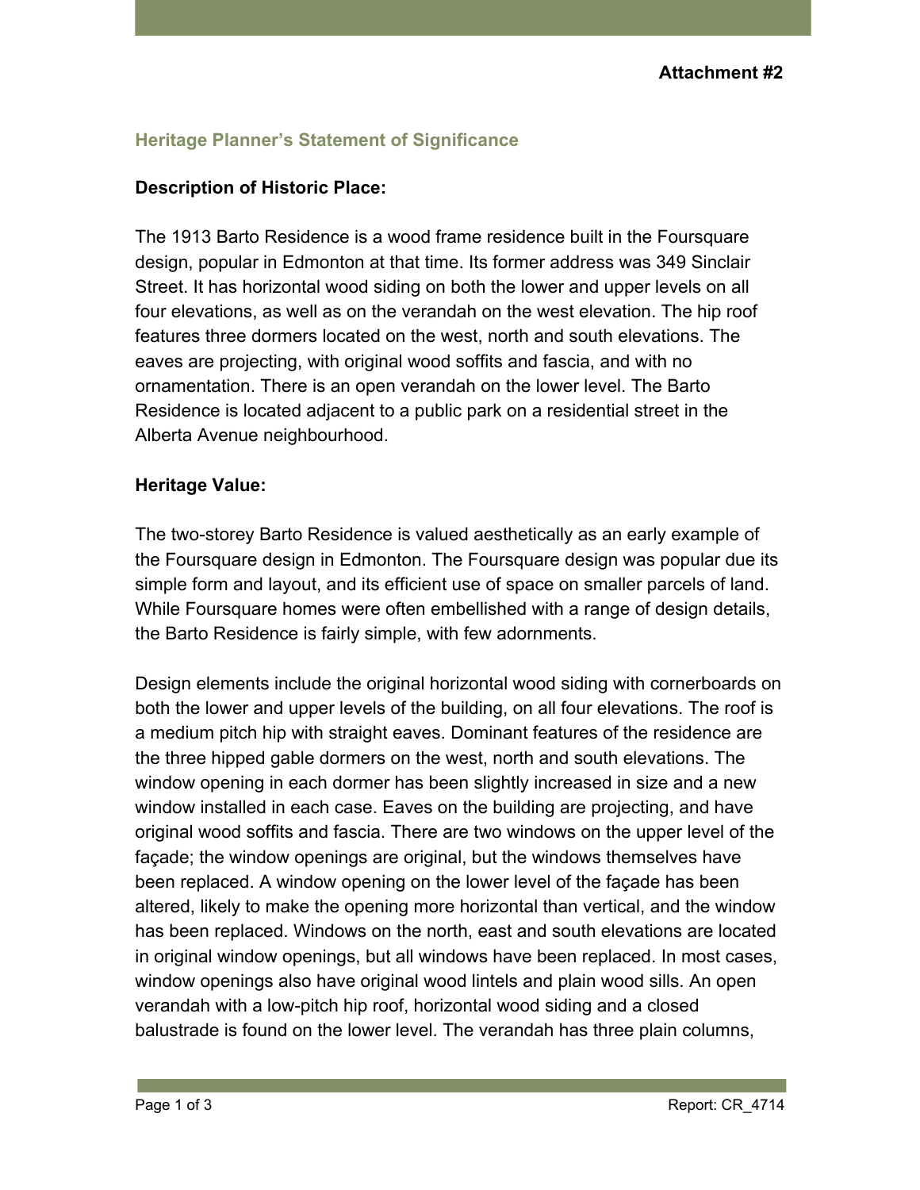**Attachment #2**

## Heritage Planner's Statement of Significance

**Description of Historic Place:**

The 1913 Barto Residence is a wood frame residence built in the Foursquare design, popular in Edmonton at that time. Its former address was 349 Sinclair Street. It has horizontal wood siding on both the lower and upper levels on all four elevations, as well as on the verandah on the west elevation. The hip roof features three dormers located on the west, north and south elevations. The eaves are projecting, with original wood soffits and fascia, and with no ornamentation. There is an open verandah on the lower level. The Barto Residence is located adjacent to a public park on a residential street in the Alberta Avenue neighbourhood.

**Heritage Value:**

The two-storey Barto Residence is valued aesthetically as an early example of the Foursquare design in Edmonton. The Foursquare design was popular due its simple form and layout, and its efficient use of space on smaller parcels of land. While Foursquare homes were often embellished with a range of design details, the Barto Residence is fairly simple, with few adornments.

Design elements include the original horizontal wood siding with cornerboards on both the lower and upper levels of the building, on all four elevations. The roof is a medium pitch hip with straight eaves. Dominant features of the residence are the three hipped gable dormers on the west, north and south elevations. The window opening in each dormer has been slightly increased in size and a new window installed in each case. Eaves on the building are projecting, and have original wood soffits and fascia. There are two windows on the upper level of the façade; the window openings are original, but the windows themselves have been replaced. A window opening on the lower level of the façade has been altered, likely to make the opening more horizontal than vertical, and the window has been replaced. Windows on the north, east and south elevations are located in original window openings, but all windows have been replaced. In most cases, window openings also have original wood lintels and plain wood sills. An open verandah with a low-pitch hip roof, horizontal wood siding and a closed balustrade is found on the lower level. The verandah has three plain columns,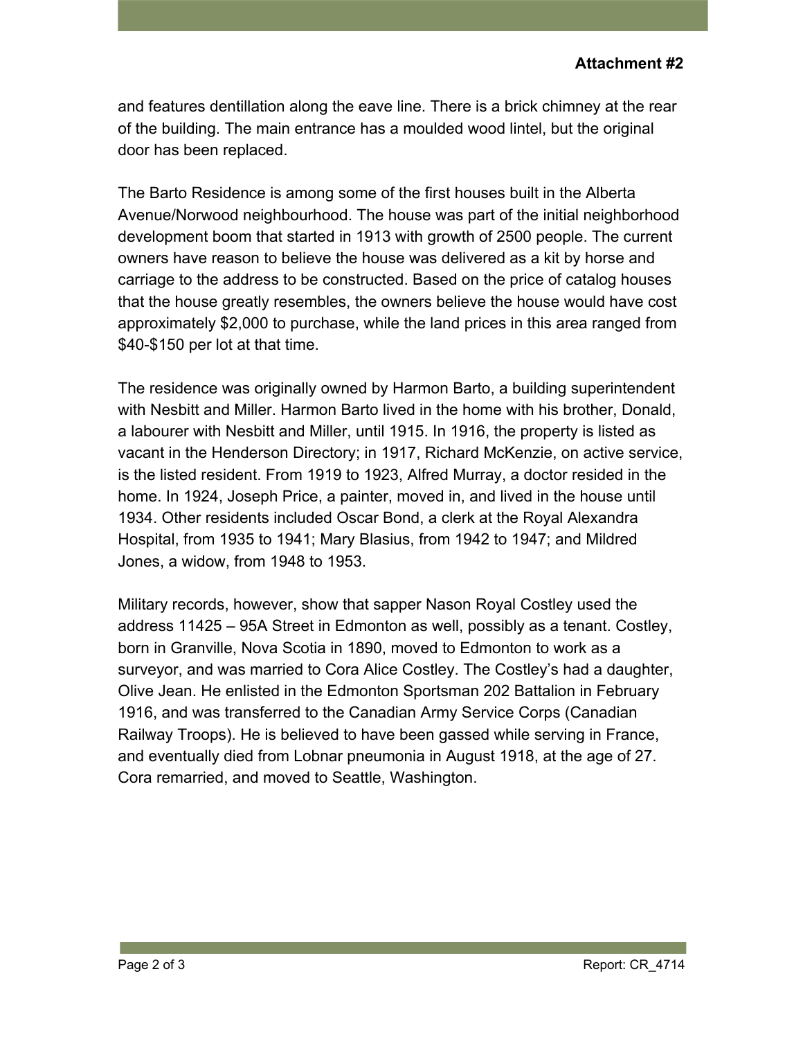**Attachment #2**

and features dentillation along the eave line. There is a brick chimney at the rear of the building. The main entrance has a moulded wood lintel, but the original door has been replaced.

The Barto Residence is among some of the first houses built in the Alberta Avenue/Norwood neighbourhood. The house was part of the initial neighborhood development boom that started in 1913 with growth of 2500 people. The current owners have reason to believe the house was delivered as a kit by horse and carriage to the address to be constructed. Based on the price of catalog houses that the house greatly resembles, the owners believe the house would have cost approximately $2,000 to purchase, while the land prices in this area ranged from $40-$150 per lot at that time.

The residence was originally owned by Harmon Barto, a building superintendent with Nesbitt and Miller. Harmon Barto lived in the home with his brother, Donald, a labourer with Nesbitt and Miller, until 1915. In 1916, the property is listed as vacant in the Henderson Directory; in 1917, Richard McKenzie, on active service, is the listed resident. From 1919 to 1923, Alfred Murray, a doctor resided in the home. In 1924, Joseph Price, a painter, moved in, and lived in the house until 1934. Other residents included Oscar Bond, a clerk at the Royal Alexandra Hospital, from 1935 to 1941; Mary Blasius, from 1942 to 1947; and Mildred Jones, a widow, from 1948 to 1953.

Military records, however, show that sapper Nason Royal Costley used the address 11425 – 95A Street in Edmonton as well, possibly as a tenant. Costley, born in Granville, Nova Scotia in 1890, moved to Edmonton to work as a surveyor, and was married to Cora Alice Costley. The Costley's had a daughter, Olive Jean. He enlisted in the Edmonton Sportsman 202 Battalion in February 1916, and was transferred to the Canadian Army Service Corps (Canadian Railway Troops). He is believed to have been gassed while serving in France, and eventually died from Lobnar pneumonia in August 1918, at the age of 27. Cora remarried, and moved to Seattle, Washington.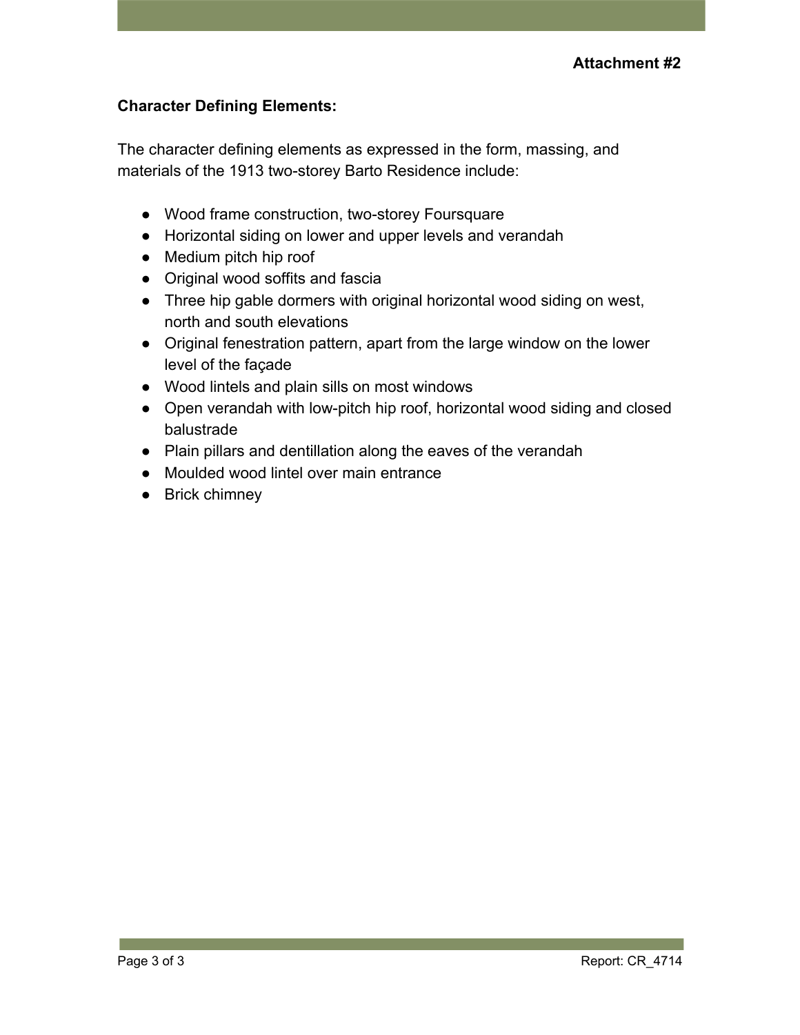**Attachment #2**

**Character Defining Elements:**

The character defining elements as expressed in the form, massing, and materials of the 1913 two-storey Barto Residence include:

- Wood frame construction, two-storey Foursquare
- Horizontal siding on lower and upper levels and verandah
- Medium pitch hip roof
- Original wood soffits and fascia
- Three hip gable dormers with original horizontal wood siding on west, north and south elevations
- Original fenestration pattern, apart from the large window on the lower level of the façade
- Wood lintels and plain sills on most windows
- Open verandah with low-pitch hip roof, horizontal wood siding and closed balustrade
- Plain pillars and dentillation along the eaves of the verandah
- Moulded wood lintel over main entrance
- Brick chimney